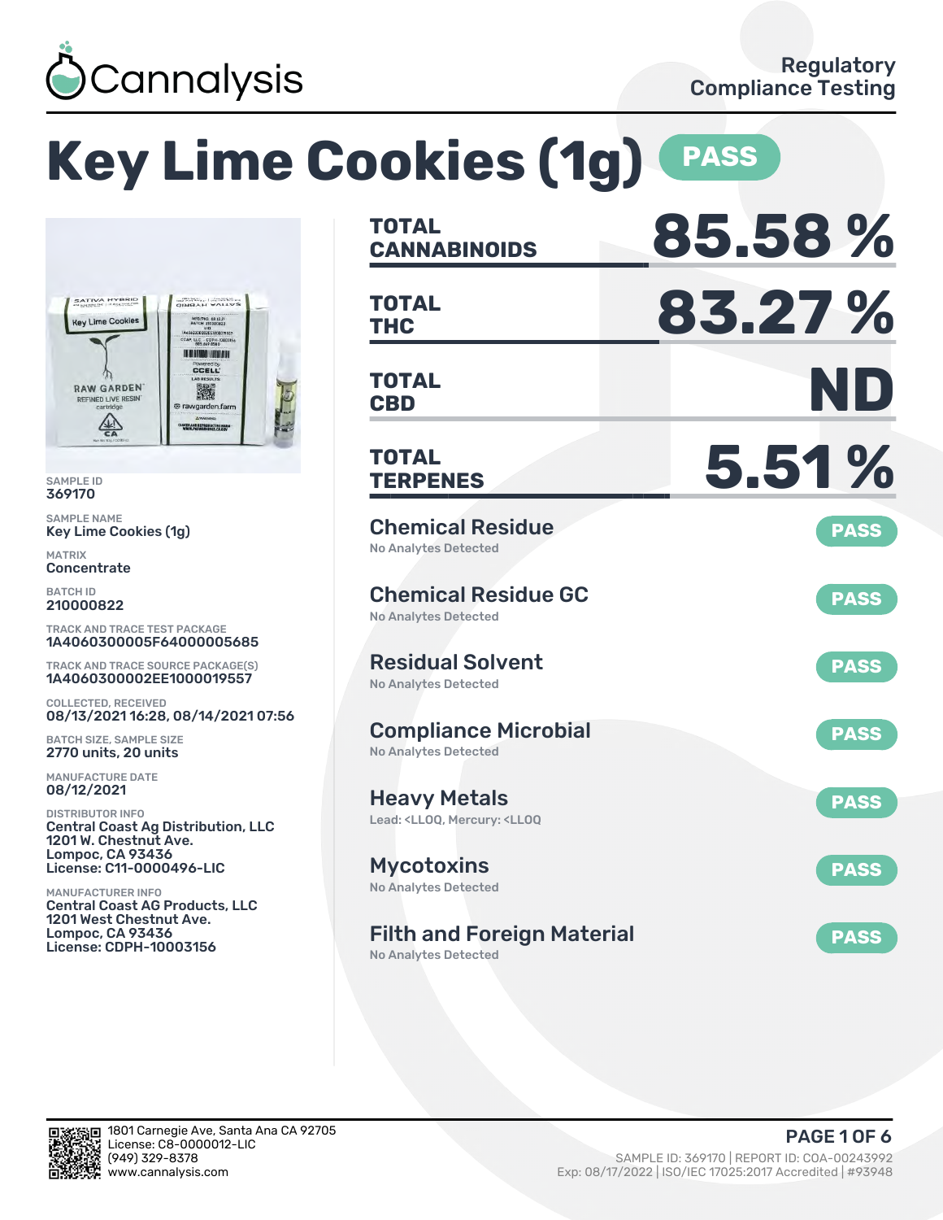Cannalysis

Regulatory Compliance Testing

# Key Lime Cookies (1g) PASS

SAMPLE ID
369170

SAMPLE NAME
Key Lime Cookies (1g)

MATRIX
Concentrate

BATCH ID
210000822

TRACK AND TRACE TEST PACKAGE
1A4060300005F64000005685

TRACK AND TRACE SOURCE PACKAGE(S)
1A4060300002EE1000019557

COLLECTED, RECEIVED
08/13/2021 16:28, 08/14/2021 07:56

BATCH SIZE, SAMPLE SIZE
2770 units, 20 units

MANUFACTURE DATE
08/12/2021

DISTRIBUTOR INFO
Central Coast Ag Distribution, LLC
1201 W. Chestnut Ave.
Lompoc, CA 93436
License: C11-0000496-LIC

MANUFACTURER INFO
Central Coast AG Products, LLC
1201 West Chestnut Ave.
Lompoc, CA 93436
License: CDPH-10003156

**TOTAL CANNABINOIDS** 85.58 %

**TOTAL THC** 83.27 %

**TOTAL CBD** ND

**TOTAL TERPENES** 5.51 %

## Chemical Residue — PASS
No Analytes Detected

## Chemical Residue GC — PASS
No Analytes Detected

## Residual Solvent — PASS
No Analytes Detected

## Compliance Microbial — PASS
No Analytes Detected

## Heavy Metals — PASS
Lead: <LLOQ, Mercury: <LLOQ

## Mycotoxins — PASS
No Analytes Detected

## Filth and Foreign Material — PASS
No Analytes Detected

1801 Carnegie Ave, Santa Ana CA 92705
License: C8-0000012-LIC
(949) 329-8378
www.cannalysis.com

SAMPLE ID: 369170 | REPORT ID: COA-00243992
Exp: 08/17/2022 | ISO/IEC 17025:2017 Accredited | #93948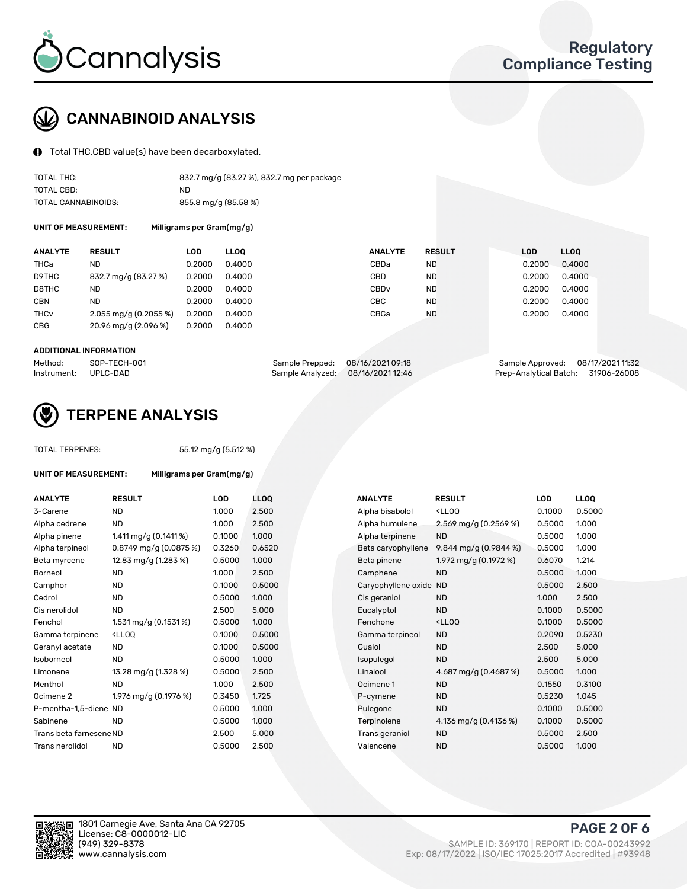# Cannalysis

## Regulatory Compliance Testing

## CANNABINOID ANALYSIS

Total THC,CBD value(s) have been decarboxylated.

| | |
|---|---|
| TOTAL THC: | 832.7 mg/g (83.27 %), 832.7 mg per package |
| TOTAL CBD: | ND |
| TOTAL CANNABINOIDS: | 855.8 mg/g (85.58 %) |

**UNIT OF MEASUREMENT:** Milligrams per Gram(mg/g)

| ANALYTE | RESULT | LOD | LLOQ | ANALYTE | RESULT | LOD | LLOQ |
|---|---|---|---|---|---|---|---|
| THCa | ND | 0.2000 | 0.4000 | CBDa | ND | 0.2000 | 0.4000 |
| D9THC | 832.7 mg/g (83.27 %) | 0.2000 | 0.4000 | CBD | ND | 0.2000 | 0.4000 |
| D8THC | ND | 0.2000 | 0.4000 | CBDv | ND | 0.2000 | 0.4000 |
| CBN | ND | 0.2000 | 0.4000 | CBC | ND | 0.2000 | 0.4000 |
| THCv | 2.055 mg/g (0.2055 %) | 0.2000 | 0.4000 | CBGa | ND | 0.2000 | 0.4000 |
| CBG | 20.96 mg/g (2.096 %) | 0.2000 | 0.4000 | | | | |

**ADDITIONAL INFORMATION**

| | | | | | |
|---|---|---|---|---|---|
| Method: | SOP-TECH-001 | Sample Prepped: | 08/16/2021 09:18 | Sample Approved: | 08/17/2021 11:32 |
| Instrument: | UPLC-DAD | Sample Analyzed: | 08/16/2021 12:46 | Prep-Analytical Batch: | 31906-26008 |

## TERPENE ANALYSIS

TOTAL TERPENES: 55.12 mg/g (5.512 %)

**UNIT OF MEASUREMENT:** Milligrams per Gram(mg/g)

| ANALYTE | RESULT | LOD | LLOQ | ANALYTE | RESULT | LOD | LLOQ |
|---|---|---|---|---|---|---|---|
| 3-Carene | ND | 1.000 | 2.500 | Alpha bisabolol | <LLOQ | 0.1000 | 0.5000 |
| Alpha cedrene | ND | 1.000 | 2.500 | Alpha humulene | 2.569 mg/g (0.2569 %) | 0.5000 | 1.000 |
| Alpha pinene | 1.411 mg/g (0.1411 %) | 0.1000 | 1.000 | Alpha terpinene | ND | 0.5000 | 1.000 |
| Alpha terpineol | 0.8749 mg/g (0.0875 %) | 0.3260 | 0.6520 | Beta caryophyllene | 9.844 mg/g (0.9844 %) | 0.5000 | 1.000 |
| Beta myrcene | 12.83 mg/g (1.283 %) | 0.5000 | 1.000 | Beta pinene | 1.972 mg/g (0.1972 %) | 0.6070 | 1.214 |
| Borneol | ND | 1.000 | 2.500 | Camphene | ND | 0.5000 | 1.000 |
| Camphor | ND | 0.1000 | 0.5000 | Caryophyllene oxide | ND | 0.5000 | 2.500 |
| Cedrol | ND | 0.5000 | 1.000 | Cis geraniol | ND | 1.000 | 2.500 |
| Cis nerolidol | ND | 2.500 | 5.000 | Eucalyptol | ND | 0.1000 | 0.5000 |
| Fenchol | 1.531 mg/g (0.1531 %) | 0.5000 | 1.000 | Fenchone | <LLOQ | 0.1000 | 0.5000 |
| Gamma terpinene | <LLOQ | 0.1000 | 0.5000 | Gamma terpineol | ND | 0.2090 | 0.5230 |
| Geranyl acetate | ND | 0.1000 | 0.5000 | Guaiol | ND | 2.500 | 5.000 |
| Isoborneol | ND | 0.5000 | 1.000 | Isopulegol | ND | 2.500 | 5.000 |
| Limonene | 13.28 mg/g (1.328 %) | 0.5000 | 2.500 | Linalool | 4.687 mg/g (0.4687 %) | 0.5000 | 1.000 |
| Menthol | ND | 1.000 | 2.500 | Ocimene 1 | ND | 0.1550 | 0.3100 |
| Ocimene 2 | 1.976 mg/g (0.1976 %) | 0.3450 | 1.725 | P-cymene | ND | 0.5230 | 1.045 |
| P-mentha-1,5-diene | ND | 0.5000 | 1.000 | Pulegone | ND | 0.1000 | 0.5000 |
| Sabinene | ND | 0.5000 | 1.000 | Terpinolene | 4.136 mg/g (0.4136 %) | 0.1000 | 0.5000 |
| Trans beta farnesene | ND | 2.500 | 5.000 | Trans geraniol | ND | 0.5000 | 2.500 |
| Trans nerolidol | ND | 0.5000 | 2.500 | Valencene | ND | 0.5000 | 1.000 |

1801 Carnegie Ave, Santa Ana CA 92705
License: C8-0000012-LIC
(949) 329-8378
www.cannalysis.com

SAMPLE ID: 369170 | REPORT ID: COA-00243992
Exp: 08/17/2022 | ISO/IEC 17025:2017 Accredited | #93948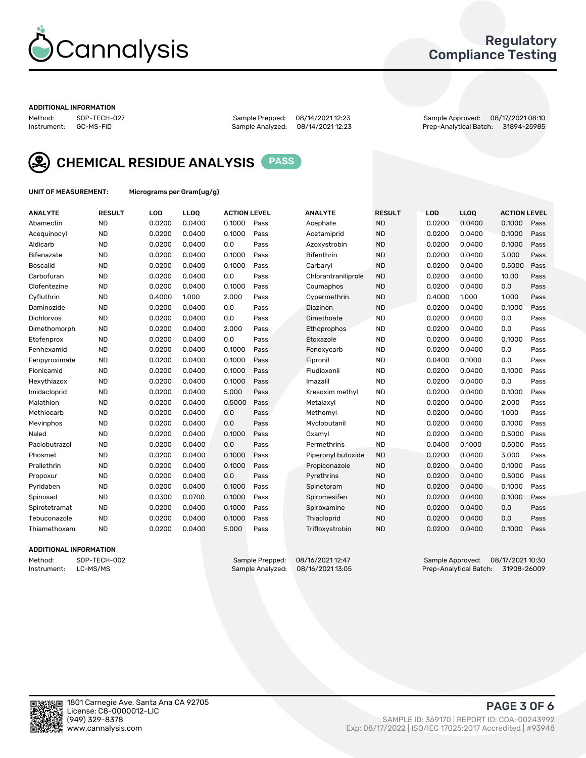# Cannalysis

## Regulatory Compliance Testing

**ADDITIONAL INFORMATION**

Method: SOP-TECH-027 | Sample Prepped: 08/14/2021 12:23 | Sample Approved: 08/17/2021 08:10
Instrument: GC-MS-FID | Sample Analyzed: 08/14/2021 12:23 | Prep-Analytical Batch: 31894-25985

## CHEMICAL RESIDUE ANALYSIS PASS

**UNIT OF MEASUREMENT:** Micrograms per Gram(ug/g)

| ANALYTE | RESULT | LOD | LLOQ | ACTION LEVEL | | ANALYTE | RESULT | LOD | LLOQ | ACTION LEVEL | |
|---|---|---|---|---|---|---|---|---|---|---|---|
| Abamectin | ND | 0.0200 | 0.0400 | 0.1000 | Pass | Acephate | ND | 0.0200 | 0.0400 | 0.1000 | Pass |
| Acequinocyl | ND | 0.0200 | 0.0400 | 0.1000 | Pass | Acetamiprid | ND | 0.0200 | 0.0400 | 0.1000 | Pass |
| Aldicarb | ND | 0.0200 | 0.0400 | 0.0 | Pass | Azoxystrobin | ND | 0.0200 | 0.0400 | 0.1000 | Pass |
| Bifenazate | ND | 0.0200 | 0.0400 | 0.1000 | Pass | Bifenthrin | ND | 0.0200 | 0.0400 | 3.000 | Pass |
| Boscalid | ND | 0.0200 | 0.0400 | 0.1000 | Pass | Carbaryl | ND | 0.0200 | 0.0400 | 0.5000 | Pass |
| Carbofuran | ND | 0.0200 | 0.0400 | 0.0 | Pass | Chlorantraniliprole | ND | 0.0200 | 0.0400 | 10.00 | Pass |
| Clofentezine | ND | 0.0200 | 0.0400 | 0.1000 | Pass | Coumaphos | ND | 0.0200 | 0.0400 | 0.0 | Pass |
| Cyfluthrin | ND | 0.4000 | 1.000 | 2.000 | Pass | Cypermethrin | ND | 0.4000 | 1.000 | 1.000 | Pass |
| Daminozide | ND | 0.0200 | 0.0400 | 0.0 | Pass | Diazinon | ND | 0.0200 | 0.0400 | 0.1000 | Pass |
| Dichlorvos | ND | 0.0200 | 0.0400 | 0.0 | Pass | Dimethoate | ND | 0.0200 | 0.0400 | 0.0 | Pass |
| Dimethomorph | ND | 0.0200 | 0.0400 | 2.000 | Pass | Ethoprophos | ND | 0.0200 | 0.0400 | 0.0 | Pass |
| Etofenprox | ND | 0.0200 | 0.0400 | 0.0 | Pass | Etoxazole | ND | 0.0200 | 0.0400 | 0.1000 | Pass |
| Fenhexamid | ND | 0.0200 | 0.0400 | 0.1000 | Pass | Fenoxycarb | ND | 0.0200 | 0.0400 | 0.0 | Pass |
| Fenpyroximate | ND | 0.0200 | 0.0400 | 0.1000 | Pass | Fipronil | ND | 0.0400 | 0.1000 | 0.0 | Pass |
| Flonicamid | ND | 0.0200 | 0.0400 | 0.1000 | Pass | Fludioxonil | ND | 0.0200 | 0.0400 | 0.1000 | Pass |
| Hexythiazox | ND | 0.0200 | 0.0400 | 0.1000 | Pass | Imazalil | ND | 0.0200 | 0.0400 | 0.0 | Pass |
| Imidacloprid | ND | 0.0200 | 0.0400 | 5.000 | Pass | Kresoxim methyl | ND | 0.0200 | 0.0400 | 0.1000 | Pass |
| Malathion | ND | 0.0200 | 0.0400 | 0.5000 | Pass | Metalaxyl | ND | 0.0200 | 0.0400 | 2.000 | Pass |
| Methiocarb | ND | 0.0200 | 0.0400 | 0.0 | Pass | Methomyl | ND | 0.0200 | 0.0400 | 1.000 | Pass |
| Mevinphos | ND | 0.0200 | 0.0400 | 0.0 | Pass | Myclobutanil | ND | 0.0200 | 0.0400 | 0.1000 | Pass |
| Naled | ND | 0.0200 | 0.0400 | 0.1000 | Pass | Oxamyl | ND | 0.0200 | 0.0400 | 0.5000 | Pass |
| Paclobutrazol | ND | 0.0200 | 0.0400 | 0.0 | Pass | Permethrins | ND | 0.0400 | 0.1000 | 0.5000 | Pass |
| Phosmet | ND | 0.0200 | 0.0400 | 0.1000 | Pass | Piperonyl butoxide | ND | 0.0200 | 0.0400 | 3.000 | Pass |
| Prallethrin | ND | 0.0200 | 0.0400 | 0.1000 | Pass | Propiconazole | ND | 0.0200 | 0.0400 | 0.1000 | Pass |
| Propoxur | ND | 0.0200 | 0.0400 | 0.0 | Pass | Pyrethrins | ND | 0.0200 | 0.0400 | 0.5000 | Pass |
| Pyridaben | ND | 0.0200 | 0.0400 | 0.1000 | Pass | Spinetoram | ND | 0.0200 | 0.0400 | 0.1000 | Pass |
| Spinosad | ND | 0.0300 | 0.0700 | 0.1000 | Pass | Spiromesifen | ND | 0.0200 | 0.0400 | 0.1000 | Pass |
| Spirotetramat | ND | 0.0200 | 0.0400 | 0.1000 | Pass | Spiroxamine | ND | 0.0200 | 0.0400 | 0.0 | Pass |
| Tebuconazole | ND | 0.0200 | 0.0400 | 0.1000 | Pass | Thiacloprid | ND | 0.0200 | 0.0400 | 0.0 | Pass |
| Thiamethoxam | ND | 0.0200 | 0.0400 | 5.000 | Pass | Trifloxystrobin | ND | 0.0200 | 0.0400 | 0.1000 | Pass |

**ADDITIONAL INFORMATION**

Method: SOP-TECH-002 | Sample Prepped: 08/16/2021 12:47 | Sample Approved: 08/17/2021 10:30
Instrument: LC-MS/MS | Sample Analyzed: 08/16/2021 13:05 | Prep-Analytical Batch: 31908-26009

1801 Carnegie Ave, Santa Ana CA 92705
License: C8-0000012-LIC
(949) 329-8378
www.cannalysis.com

SAMPLE ID: 369170 | REPORT ID: COA-00243992
Exp: 08/17/2022 | ISO/IEC 17025:2017 Accredited | #93948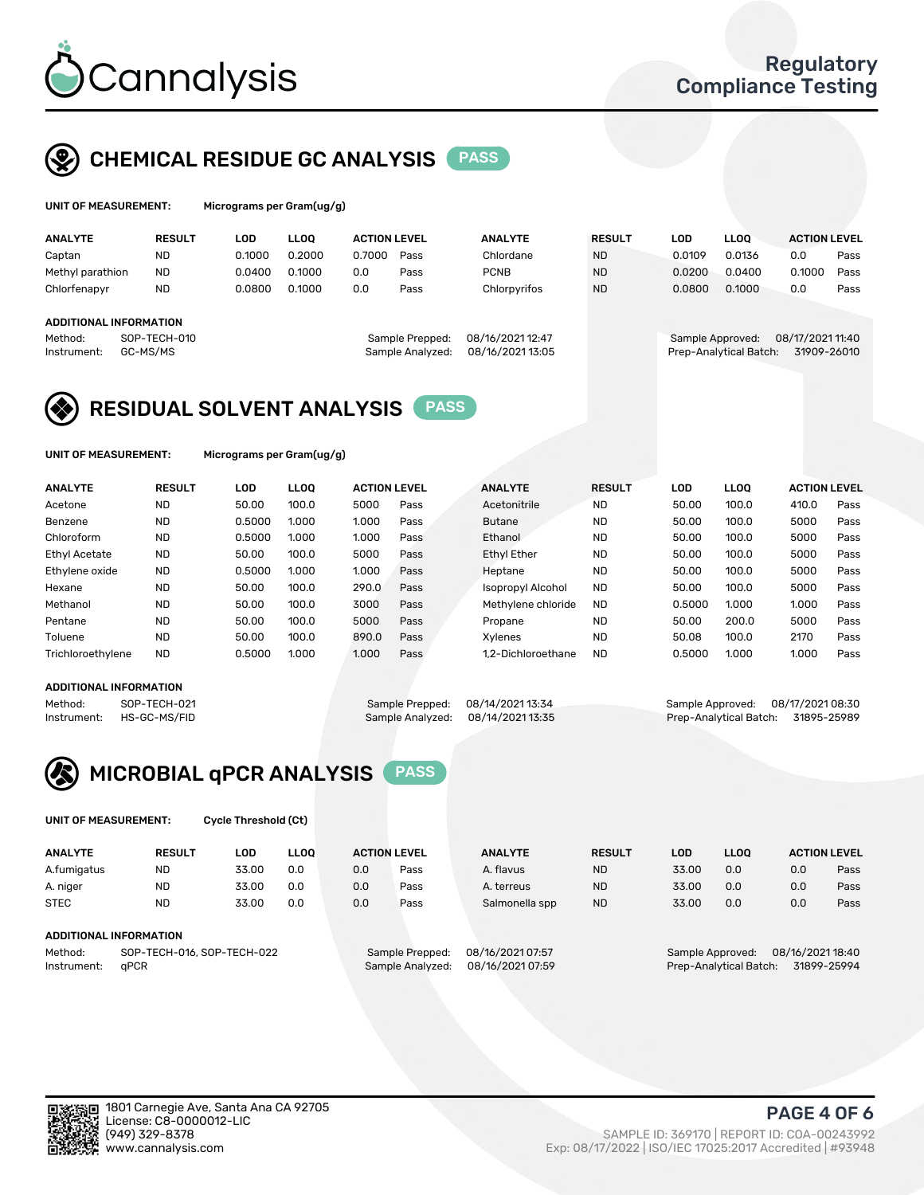# Cannalysis

Regulatory Compliance Testing

## CHEMICAL RESIDUE GC ANALYSIS PASS

**UNIT OF MEASUREMENT:** Micrograms per Gram(ug/g)

| ANALYTE | RESULT | LOD | LLOQ | ACTION LEVEL | | ANALYTE | RESULT | LOD | LLOQ | ACTION LEVEL | |
|---|---|---|---|---|---|---|---|---|---|---|---|
| Captan | ND | 0.1000 | 0.2000 | 0.7000 | Pass | Chlordane | ND | 0.0109 | 0.0136 | 0.0 | Pass |
| Methyl parathion | ND | 0.0400 | 0.1000 | 0.0 | Pass | PCNB | ND | 0.0200 | 0.0400 | 0.1000 | Pass |
| Chlorfenapyr | ND | 0.0800 | 0.1000 | 0.0 | Pass | Chlorpyrifos | ND | 0.0800 | 0.1000 | 0.0 | Pass |

**ADDITIONAL INFORMATION**

Method: SOP-TECH-010
Instrument: GC-MS/MS
Sample Prepped: 08/16/2021 12:47
Sample Analyzed: 08/16/2021 13:05
Sample Approved: 08/17/2021 11:40
Prep-Analytical Batch: 31909-26010

## RESIDUAL SOLVENT ANALYSIS PASS

**UNIT OF MEASUREMENT:** Micrograms per Gram(ug/g)

| ANALYTE | RESULT | LOD | LLOQ | ACTION LEVEL | | ANALYTE | RESULT | LOD | LLOQ | ACTION LEVEL | |
|---|---|---|---|---|---|---|---|---|---|---|---|
| Acetone | ND | 50.00 | 100.0 | 5000 | Pass | Acetonitrile | ND | 50.00 | 100.0 | 410.0 | Pass |
| Benzene | ND | 0.5000 | 1.000 | 1.000 | Pass | Butane | ND | 50.00 | 100.0 | 5000 | Pass |
| Chloroform | ND | 0.5000 | 1.000 | 1.000 | Pass | Ethanol | ND | 50.00 | 100.0 | 5000 | Pass |
| Ethyl Acetate | ND | 50.00 | 100.0 | 5000 | Pass | Ethyl Ether | ND | 50.00 | 100.0 | 5000 | Pass |
| Ethylene oxide | ND | 0.5000 | 1.000 | 1.000 | Pass | Heptane | ND | 50.00 | 100.0 | 5000 | Pass |
| Hexane | ND | 50.00 | 100.0 | 290.0 | Pass | Isopropyl Alcohol | ND | 50.00 | 100.0 | 5000 | Pass |
| Methanol | ND | 50.00 | 100.0 | 3000 | Pass | Methylene chloride | ND | 0.5000 | 1.000 | 1.000 | Pass |
| Pentane | ND | 50.00 | 100.0 | 5000 | Pass | Propane | ND | 50.00 | 200.0 | 5000 | Pass |
| Toluene | ND | 50.00 | 100.0 | 890.0 | Pass | Xylenes | ND | 50.08 | 100.0 | 2170 | Pass |
| Trichloroethylene | ND | 0.5000 | 1.000 | 1.000 | Pass | 1,2-Dichloroethane | ND | 0.5000 | 1.000 | 1.000 | Pass |

**ADDITIONAL INFORMATION**

Method: SOP-TECH-021
Instrument: HS-GC-MS/FID
Sample Prepped: 08/14/2021 13:34
Sample Analyzed: 08/14/2021 13:35
Sample Approved: 08/17/2021 08:30
Prep-Analytical Batch: 31895-25989

## MICROBIAL qPCR ANALYSIS PASS

**UNIT OF MEASUREMENT:** Cycle Threshold (Ct)

| ANALYTE | RESULT | LOD | LLOQ | ACTION LEVEL | | ANALYTE | RESULT | LOD | LLOQ | ACTION LEVEL | |
|---|---|---|---|---|---|---|---|---|---|---|---|
| A.fumigatus | ND | 33.00 | 0.0 | 0.0 | Pass | A. flavus | ND | 33.00 | 0.0 | 0.0 | Pass |
| A. niger | ND | 33.00 | 0.0 | 0.0 | Pass | A. terreus | ND | 33.00 | 0.0 | 0.0 | Pass |
| STEC | ND | 33.00 | 0.0 | 0.0 | Pass | Salmonella spp | ND | 33.00 | 0.0 | 0.0 | Pass |

**ADDITIONAL INFORMATION**

Method: SOP-TECH-016, SOP-TECH-022
Instrument: qPCR
Sample Prepped: 08/16/2021 07:57
Sample Analyzed: 08/16/2021 07:59
Sample Approved: 08/16/2021 18:40
Prep-Analytical Batch: 31899-25994

1801 Carnegie Ave, Santa Ana CA 92705
License: C8-0000012-LIC
(949) 329-8378
www.cannalysis.com

SAMPLE ID: 369170 | REPORT ID: COA-00243992
Exp: 08/17/2022 | ISO/IEC 17025:2017 Accredited | #93948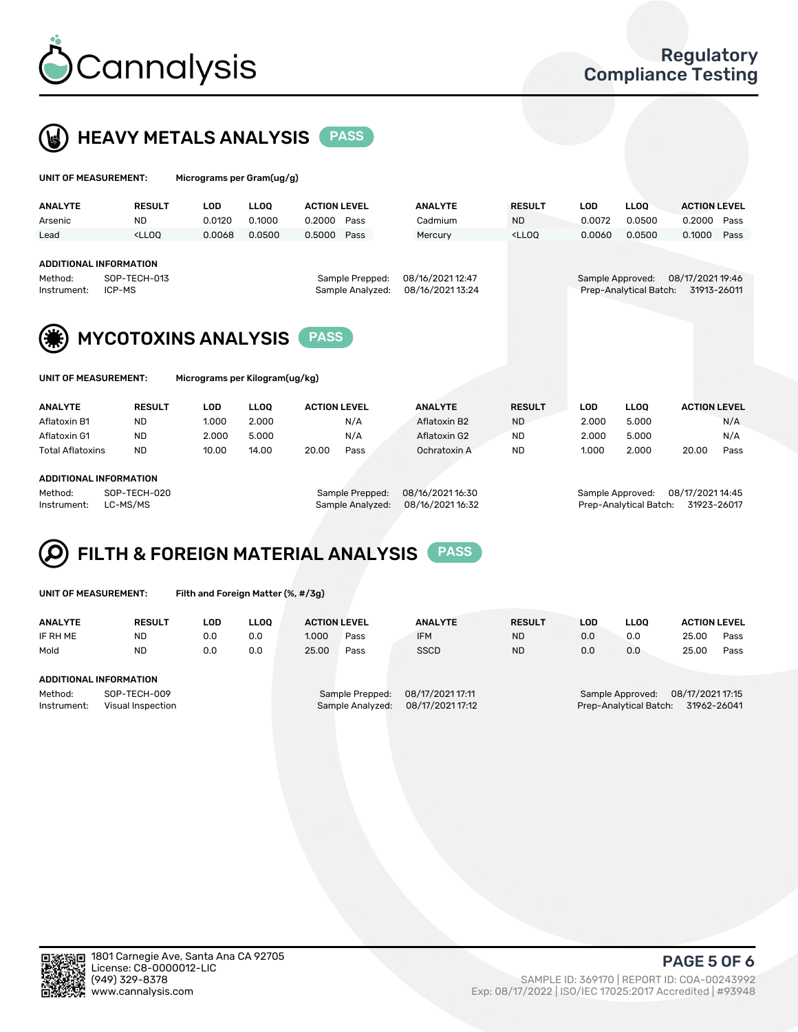# Cannalysis

## Regulatory Compliance Testing

## HEAVY METALS ANALYSIS PASS

**UNIT OF MEASUREMENT:** Micrograms per Gram(ug/g)

| ANALYTE | RESULT | LOD | LLOQ | ACTION LEVEL | | ANALYTE | RESULT | LOD | LLOQ | ACTION LEVEL | |
|---|---|---|---|---|---|---|---|---|---|---|---|
| Arsenic | ND | 0.0120 | 0.1000 | 0.2000 | Pass | Cadmium | ND | 0.0072 | 0.0500 | 0.2000 | Pass |
| Lead | <LLOQ | 0.0068 | 0.0500 | 0.5000 | Pass | Mercury | <LLOQ | 0.0060 | 0.0500 | 0.1000 | Pass |

**ADDITIONAL INFORMATION**

Method: SOP-TECH-013
Instrument: ICP-MS
Sample Prepped: 08/16/2021 12:47
Sample Analyzed: 08/16/2021 13:24
Sample Approved: 08/17/2021 19:46
Prep-Analytical Batch: 31913-26011

## MYCOTOXINS ANALYSIS PASS

**UNIT OF MEASUREMENT:** Micrograms per Kilogram(ug/kg)

| ANALYTE | RESULT | LOD | LLOQ | ACTION LEVEL | | ANALYTE | RESULT | LOD | LLOQ | ACTION LEVEL | |
|---|---|---|---|---|---|---|---|---|---|---|---|
| Aflatoxin B1 | ND | 1.000 | 2.000 | | N/A | Aflatoxin B2 | ND | 2.000 | 5.000 | | N/A |
| Aflatoxin G1 | ND | 2.000 | 5.000 | | N/A | Aflatoxin G2 | ND | 2.000 | 5.000 | | N/A |
| Total Aflatoxins | ND | 10.00 | 14.00 | 20.00 | Pass | Ochratoxin A | ND | 1.000 | 2.000 | 20.00 | Pass |

**ADDITIONAL INFORMATION**

Method: SOP-TECH-020
Instrument: LC-MS/MS
Sample Prepped: 08/16/2021 16:30
Sample Analyzed: 08/16/2021 16:32
Sample Approved: 08/17/2021 14:45
Prep-Analytical Batch: 31923-26017

## FILTH & FOREIGN MATERIAL ANALYSIS PASS

**UNIT OF MEASUREMENT:** Filth and Foreign Matter (%, #/3g)

| ANALYTE | RESULT | LOD | LLOQ | ACTION LEVEL | | ANALYTE | RESULT | LOD | LLOQ | ACTION LEVEL | |
|---|---|---|---|---|---|---|---|---|---|---|---|
| IF RH ME | ND | 0.0 | 0.0 | 1.000 | Pass | IFM | ND | 0.0 | 0.0 | 25.00 | Pass |
| Mold | ND | 0.0 | 0.0 | 25.00 | Pass | SSCD | ND | 0.0 | 0.0 | 25.00 | Pass |

**ADDITIONAL INFORMATION**

Method: SOP-TECH-009
Instrument: Visual Inspection
Sample Prepped: 08/17/2021 17:11
Sample Analyzed: 08/17/2021 17:12
Sample Approved: 08/17/2021 17:15
Prep-Analytical Batch: 31962-26041

1801 Carnegie Ave, Santa Ana CA 92705
License: C8-0000012-LIC
(949) 329-8378
www.cannalysis.com

SAMPLE ID: 369170 | REPORT ID: COA-00243992
Exp: 08/17/2022 | ISO/IEC 17025:2017 Accredited | #93948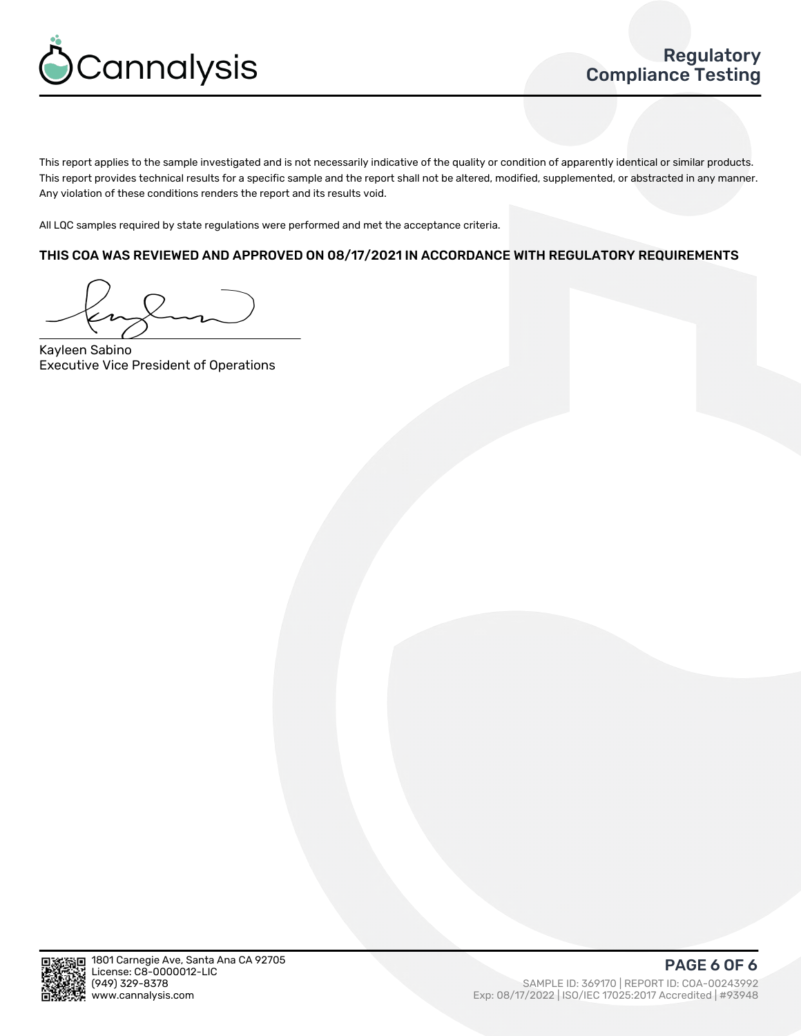This report applies to the sample investigated and is not necessarily indicative of the quality or condition of apparently identical or similar products. This report provides technical results for a specific sample and the report shall not be altered, modified, supplemented, or abstracted in any manner. Any violation of these conditions renders the report and its results void.

All LQC samples required by state regulations were performed and met the acceptance criteria.

**THIS COA WAS REVIEWED AND APPROVED ON 08/17/2021 IN ACCORDANCE WITH REGULATORY REQUIREMENTS**

Kayleen Sabino
Executive Vice President of Operations